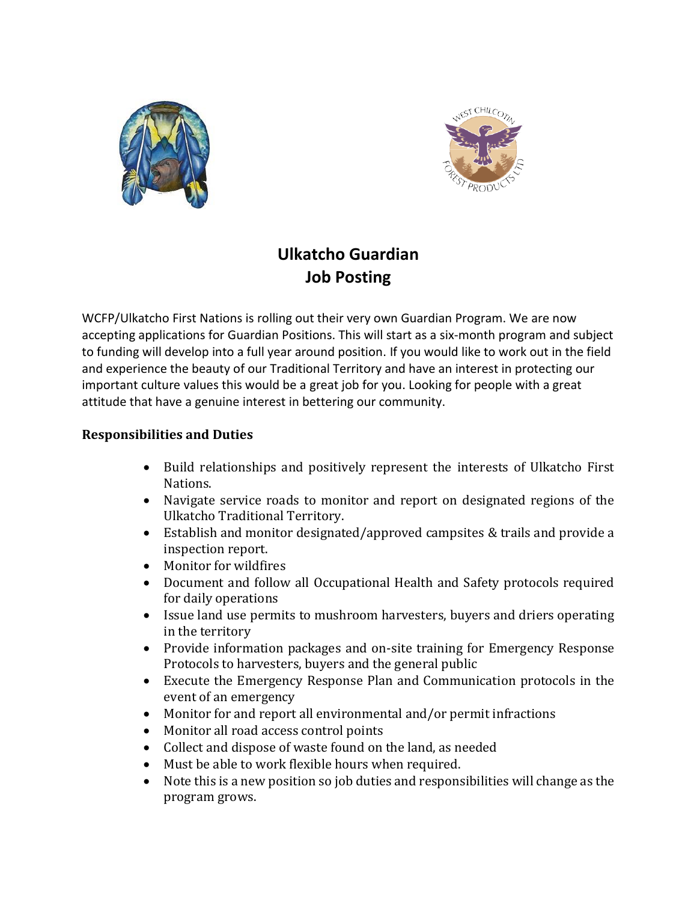# Ulkatcho Guardian
# Job Posting

WCFP/Ulkatcho First Nations is rolling out their very own Guardian Program. We are now accepting applications for Guardian Positions. This will start as a six-month program and subject to funding will develop into a full year around position. If you would like to work out in the field and experience the beauty of our Traditional Territory and have an interest in protecting our important culture values this would be a great job for you. Looking for people with a great attitude that have a genuine interest in bettering our community.

## Responsibilities and Duties

- Build relationships and positively represent the interests of Ulkatcho First Nations.
- Navigate service roads to monitor and report on designated regions of the Ulkatcho Traditional Territory.
- Establish and monitor designated/approved campsites & trails and provide a inspection report.
- Monitor for wildfires
- Document and follow all Occupational Health and Safety protocols required for daily operations
- Issue land use permits to mushroom harvesters, buyers and driers operating in the territory
- Provide information packages and on-site training for Emergency Response Protocols to harvesters, buyers and the general public
- Execute the Emergency Response Plan and Communication protocols in the event of an emergency
- Monitor for and report all environmental and/or permit infractions
- Monitor all road access control points
- Collect and dispose of waste found on the land, as needed
- Must be able to work flexible hours when required.
- Note this is a new position so job duties and responsibilities will change as the program grows.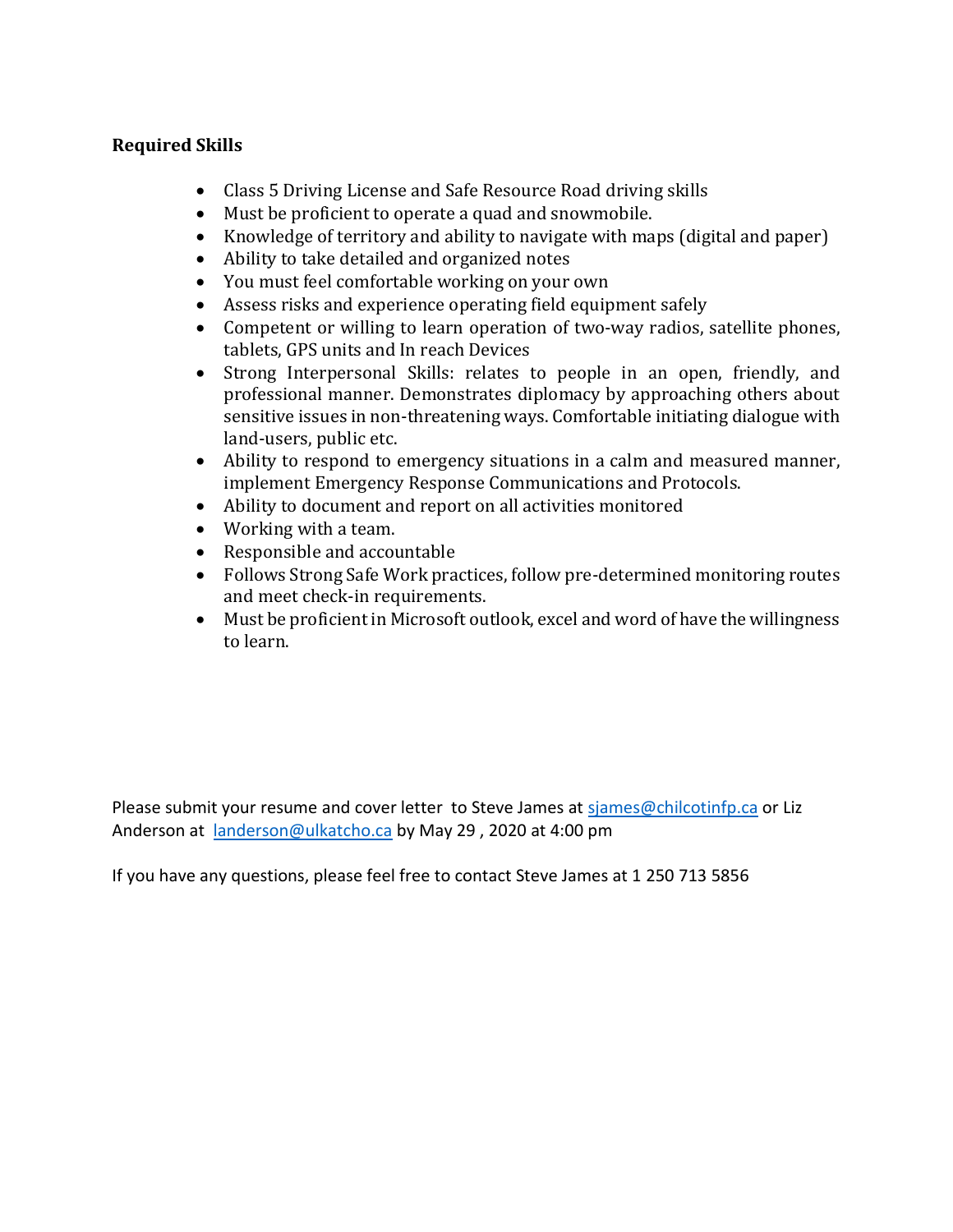**Required Skills**

- Class 5 Driving License and Safe Resource Road driving skills
- Must be proficient to operate a quad and snowmobile.
- Knowledge of territory and ability to navigate with maps (digital and paper)
- Ability to take detailed and organized notes
- You must feel comfortable working on your own
- Assess risks and experience operating field equipment safely
- Competent or willing to learn operation of two-way radios, satellite phones, tablets, GPS units and In reach Devices
- Strong Interpersonal Skills: relates to people in an open, friendly, and professional manner. Demonstrates diplomacy by approaching others about sensitive issues in non-threatening ways. Comfortable initiating dialogue with land-users, public etc.
- Ability to respond to emergency situations in a calm and measured manner, implement Emergency Response Communications and Protocols.
- Ability to document and report on all activities monitored
- Working with a team.
- Responsible and accountable
- Follows Strong Safe Work practices, follow pre-determined monitoring routes and meet check-in requirements.
- Must be proficient in Microsoft outlook, excel and word of have the willingness to learn.

Please submit your resume and cover letter to Steve James at sjames@chilcotinfp.ca or Liz Anderson at landerson@ulkatcho.ca by May 29 , 2020 at 4:00 pm

If you have any questions, please feel free to contact Steve James at 1 250 713 5856